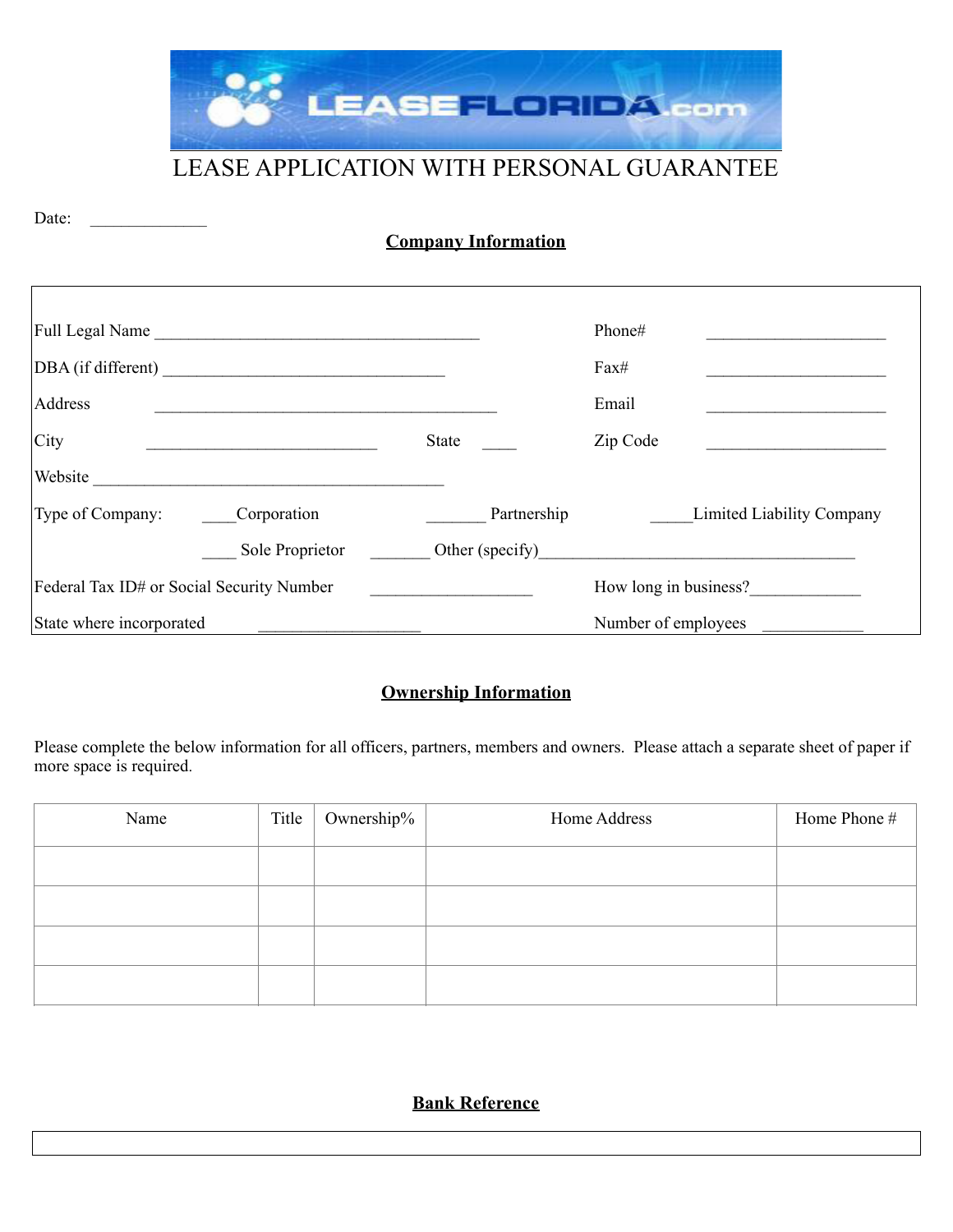LEASEFLORIDA.com

# LEASE APPLICATION WITH PERSONAL GUARANTEE

Date: ______________

## Company Information

Full Legal Name _______________________________________ Phone# _____________________

DBA (if different) _________________________________ Fax# _____________________

Address _________________________________________ Email _____________________

City ____________________________ State ____ Zip Code _____________________

Website __________________________________________

Type of Company: ____Corporation _______ Partnership _____Limited Liability Company

____ Sole Proprietor _______ Other (specify)______________________________________

Federal Tax ID# or Social Security Number ___________________ How long in business?____________

State where incorporated ___________________ Number of employees ____________

## Ownership Information

Please complete the below information for all officers, partners, members and owners. Please attach a separate sheet of paper if more space is required.

| Name | Title | Ownership% | Home Address | Home Phone # |
|---|---|---|---|---|
| | | | | |
| | | | | |
| | | | | |
| | | | | |

## Bank Reference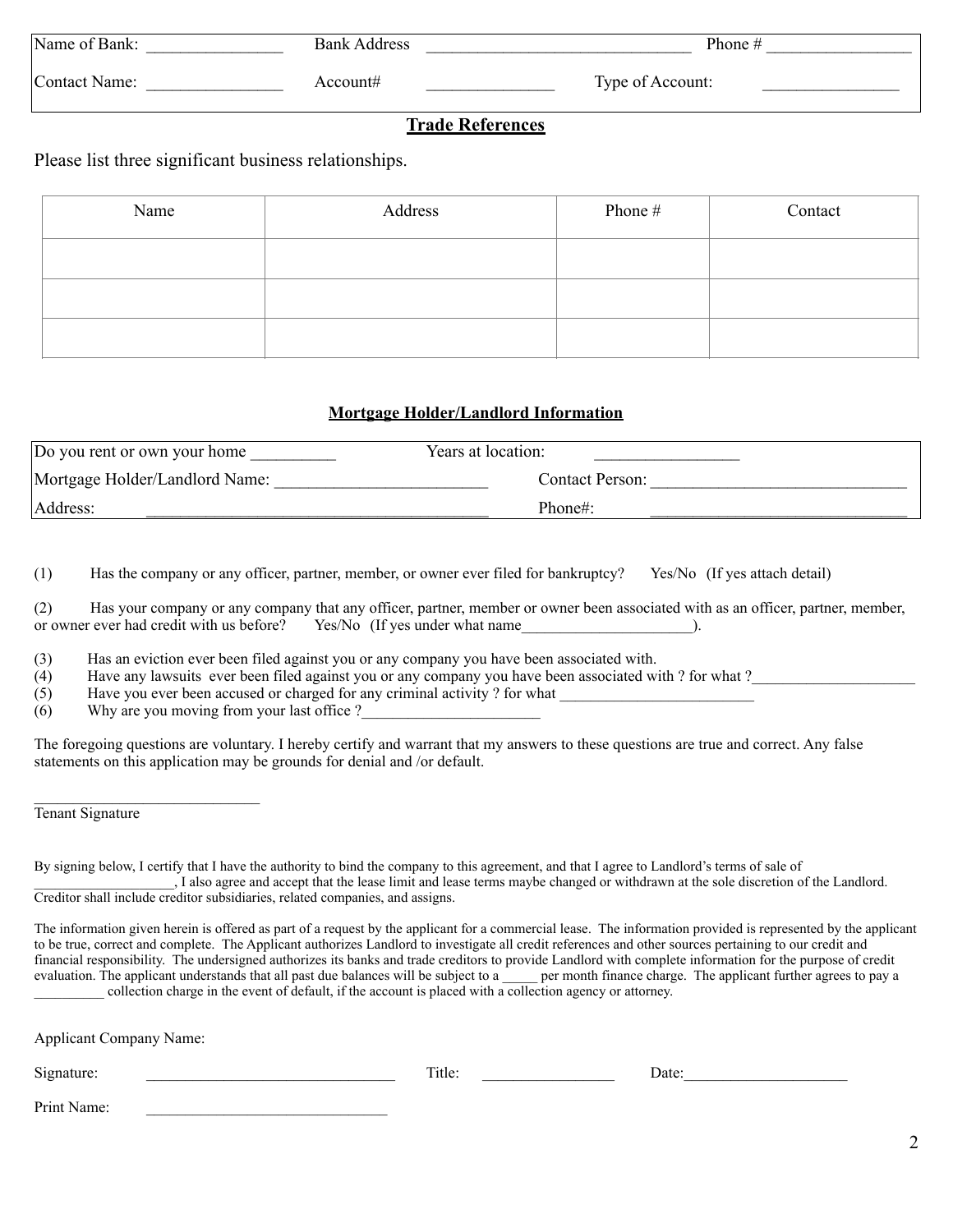| Name of Bank: _______________ | Bank Address _______________________________ | Phone # ________________ |
|---|---|---|
| Contact Name: _______________ | Account# _______________ | Type of Account: _______________ |

## Trade References

Please list three significant business relationships.

| Name | Address | Phone # | Contact |
|---|---|---|---|
| | | | |
| | | | |
| | | | |

## Mortgage Holder/Landlord Information

| Do you rent or own your home __________ | Years at location: _________________ |
|---|---|
| Mortgage Holder/Landlord Name: _________________________ | Contact Person: ______________________________ |
| Address: ________________________________________ | Phone#: ______________________________ |

(1) Has the company or any officer, partner, member, or owner ever filed for bankruptcy? Yes/No (If yes attach detail)

(2) Has your company or any company that any officer, partner, member or owner been associated with as an officer, partner, member, or owner ever had credit with us before? Yes/No (If yes under what name______________________).

(3) Has an eviction ever been filed against you or any company you have been associated with.
(4) Have any lawsuits ever been filed against you or any company you have been associated with ? for what ?_____________________
(5) Have you ever been accused or charged for any criminal activity ? for what _________________________
(6) Why are you moving from your last office ?_______________________

The foregoing questions are voluntary. I hereby certify and warrant that my answers to these questions are true and correct. Any false statements on this application may be grounds for denial and /or default.

_____________________________
Tenant Signature

By signing below, I certify that I have the authority to bind the company to this agreement, and that I agree to Landlord's terms of sale of ___________________, I also agree and accept that the lease limit and lease terms maybe changed or withdrawn at the sole discretion of the Landlord. Creditor shall include creditor subsidiaries, related companies, and assigns.

The information given herein is offered as part of a request by the applicant for a commercial lease. The information provided is represented by the applicant to be true, correct and complete. The Applicant authorizes Landlord to investigate all credit references and other sources pertaining to our credit and financial responsibility. The undersigned authorizes its banks and trade creditors to provide Landlord with complete information for the purpose of credit evaluation. The applicant understands that all past due balances will be subject to a _____ per month finance charge. The applicant further agrees to pay a __________ collection charge in the event of default, if the account is placed with a collection agency or attorney.

Applicant Company Name:

Signature: ________________________________ Title: _________________ Date:_____________________

Print Name: _______________________________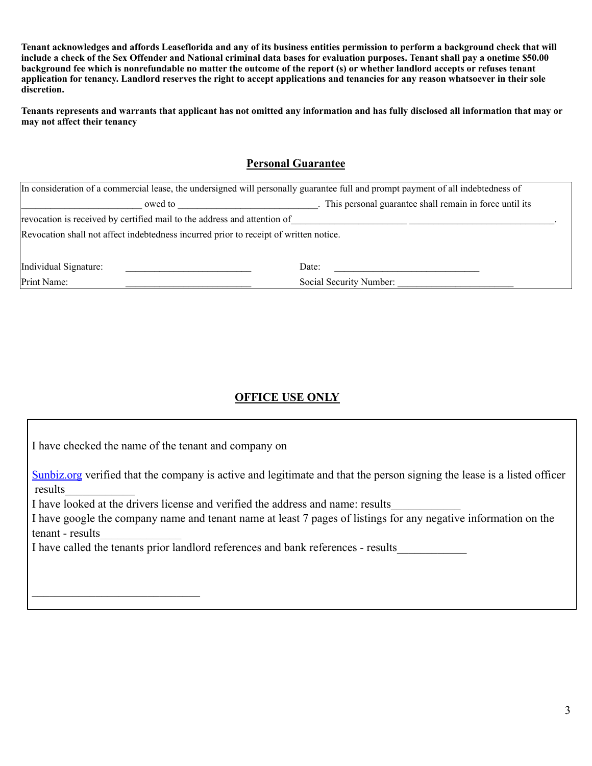**Tenant acknowledges and affords Leaseflorida and any of its business entities permission to perform a background check that will include a check of the Sex Offender and National criminal data bases for evaluation purposes. Tenant shall pay a onetime $50.00 background fee which is nonrefundable no matter the outcome of the report (s) or whether landlord accepts or refuses tenant application for tenancy. Landlord reserves the right to accept applications and tenancies for any reason whatsoever in their sole discretion.**

**Tenants represents and warrants that applicant has not omitted any information and has fully disclosed all information that may or may not affect their tenancy**

## Personal Guarantee

In consideration of a commercial lease, the undersigned will personally guarantee full and prompt payment of all indebtedness of \_\_\_\_\_\_\_\_\_\_\_\_\_\_\_\_\_\_\_\_\_\_\_\_ owed to \_\_\_\_\_\_\_\_\_\_\_\_\_\_\_\_\_\_\_\_\_\_\_\_\_\_\_\_. This personal guarantee shall remain in force until its revocation is received by certified mail to the address and attention of\_\_\_\_\_\_\_\_\_\_\_\_\_\_\_\_\_\_\_\_\_\_\_\_ \_\_\_\_\_\_\_\_\_\_\_\_\_\_\_\_\_\_\_\_\_\_\_\_\_\_\_\_\_\_.
Revocation shall not affect indebtedness incurred prior to receipt of written notice.

| | | | |
|---|---|---|---|
| Individual Signature: | \_\_\_\_\_\_\_\_\_\_\_\_\_\_\_\_\_\_\_\_\_\_\_\_\_ | Date: | \_\_\_\_\_\_\_\_\_\_\_\_\_\_\_\_\_\_\_\_\_\_\_\_\_\_\_\_\_ |
| Print Name: | \_\_\_\_\_\_\_\_\_\_\_\_\_\_\_\_\_\_\_\_\_\_\_\_\_ | Social Security Number: | \_\_\_\_\_\_\_\_\_\_\_\_\_\_\_\_\_\_\_\_\_\_\_\_ |

## OFFICE USE ONLY

I have checked the name of the tenant and company on

Sunbiz.org verified that the company is active and legitimate and that the person signing the lease is a listed officer results\_\_\_\_\_\_\_\_\_\_\_\_

I have looked at the drivers license and verified the address and name: results\_\_\_\_\_\_\_\_\_\_\_\_

I have google the company name and tenant name at least 7 pages of listings for any negative information on the tenant - results\_\_\_\_\_\_\_\_\_\_\_\_\_\_

I have called the tenants prior landlord references and bank references - results\_\_\_\_\_\_\_\_\_\_\_\_

\_\_\_\_\_\_\_\_\_\_\_\_\_\_\_\_\_\_\_\_\_\_\_\_\_\_\_\_\_\_